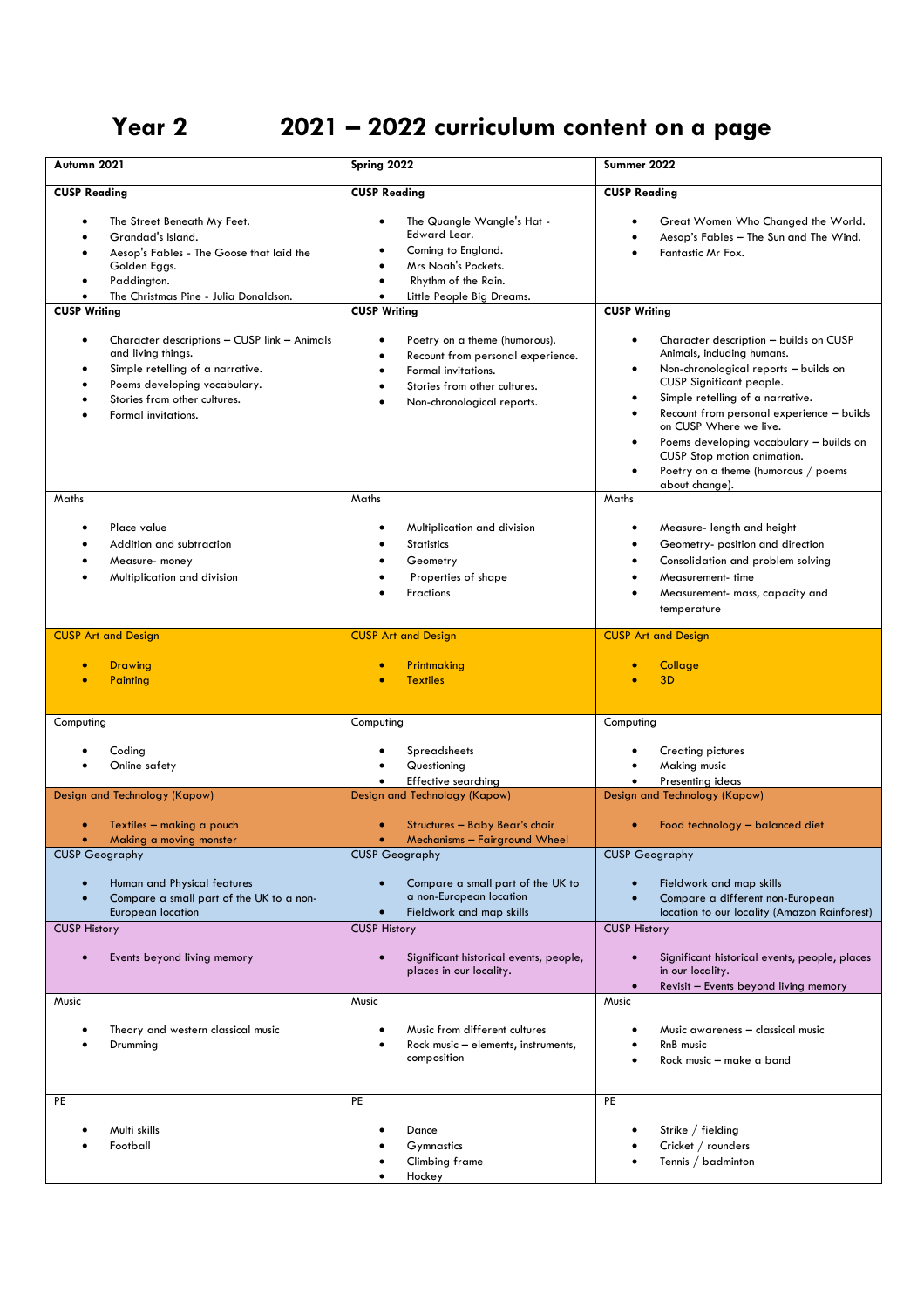# Year 2 2021 – 2022 curriculum content on a page

| Autumn 2021 | Spring 2022 | Summer 2022 |
|---|---|---|
| **CUSP Reading**<br>• The Street Beneath My Feet.<br>• Grandad's Island.<br>• Aesop's Fables - The Goose that laid the Golden Eggs.<br>• Paddington.<br>• The Christmas Pine - Julia Donaldson. | **CUSP Reading**<br>• The Quangle Wangle's Hat - Edward Lear.<br>• Coming to England.<br>• Mrs Noah's Pockets.<br>• Rhythm of the Rain.<br>• Little People Big Dreams. | **CUSP Reading**<br>• Great Women Who Changed the World.<br>• Aesop's Fables – The Sun and The Wind.<br>• Fantastic Mr Fox. |
| **CUSP Writing**<br>• Character descriptions – CUSP link – Animals and living things.<br>• Simple retelling of a narrative.<br>• Poems developing vocabulary.<br>• Stories from other cultures.<br>• Formal invitations. | **CUSP Writing**<br>• Poetry on a theme (humorous).<br>• Recount from personal experience.<br>• Formal invitations.<br>• Stories from other cultures.<br>• Non-chronological reports. | **CUSP Writing**<br>• Character description – builds on CUSP Animals, including humans.<br>• Non-chronological reports – builds on CUSP Significant people.<br>• Simple retelling of a narrative.<br>• Recount from personal experience – builds on CUSP Where we live.<br>• Poems developing vocabulary – builds on CUSP Stop motion animation.<br>• Poetry on a theme (humorous / poems about change). |
| Maths<br>• Place value<br>• Addition and subtraction<br>• Measure- money<br>• Multiplication and division | Maths<br>• Multiplication and division<br>• Statistics<br>• Geometry<br>• Properties of shape<br>• Fractions | Maths<br>• Measure- length and height<br>• Geometry- position and direction<br>• Consolidation and problem solving<br>• Measurement- time<br>• Measurement- mass, capacity and temperature |
| CUSP Art and Design<br>• Drawing<br>• Painting | CUSP Art and Design<br>• Printmaking<br>• Textiles | CUSP Art and Design<br>• Collage<br>• 3D |
| Computing<br>• Coding<br>• Online safety | Computing<br>• Spreadsheets<br>• Questioning<br>• Effective searching | Computing<br>• Creating pictures<br>• Making music<br>• Presenting ideas |
| Design and Technology (Kapow)<br>• Textiles – making a pouch<br>• Making a moving monster | Design and Technology (Kapow)<br>• Structures – Baby Bear's chair<br>• Mechanisms – Fairground Wheel | Design and Technology (Kapow)<br>• Food technology – balanced diet |
| CUSP Geography<br>• Human and Physical features<br>• Compare a small part of the UK to a non-European location | CUSP Geography<br>• Compare a small part of the UK to a non-European location<br>• Fieldwork and map skills | CUSP Geography<br>• Fieldwork and map skills<br>• Compare a different non-European location to our locality (Amazon Rainforest) |
| CUSP History<br>• Events beyond living memory | CUSP History<br>• Significant historical events, people, places in our locality. | CUSP History<br>• Significant historical events, people, places in our locality.<br>• Revisit – Events beyond living memory |
| Music<br>• Theory and western classical music<br>• Drumming | Music<br>• Music from different cultures<br>• Rock music – elements, instruments, composition | Music<br>• Music awareness – classical music<br>• RnB music<br>• Rock music – make a band |
| PE<br>• Multi skills<br>• Football | PE<br>• Dance<br>• Gymnastics<br>• Climbing frame<br>• Hockey | PE<br>• Strike / fielding<br>• Cricket / rounders<br>• Tennis / badminton |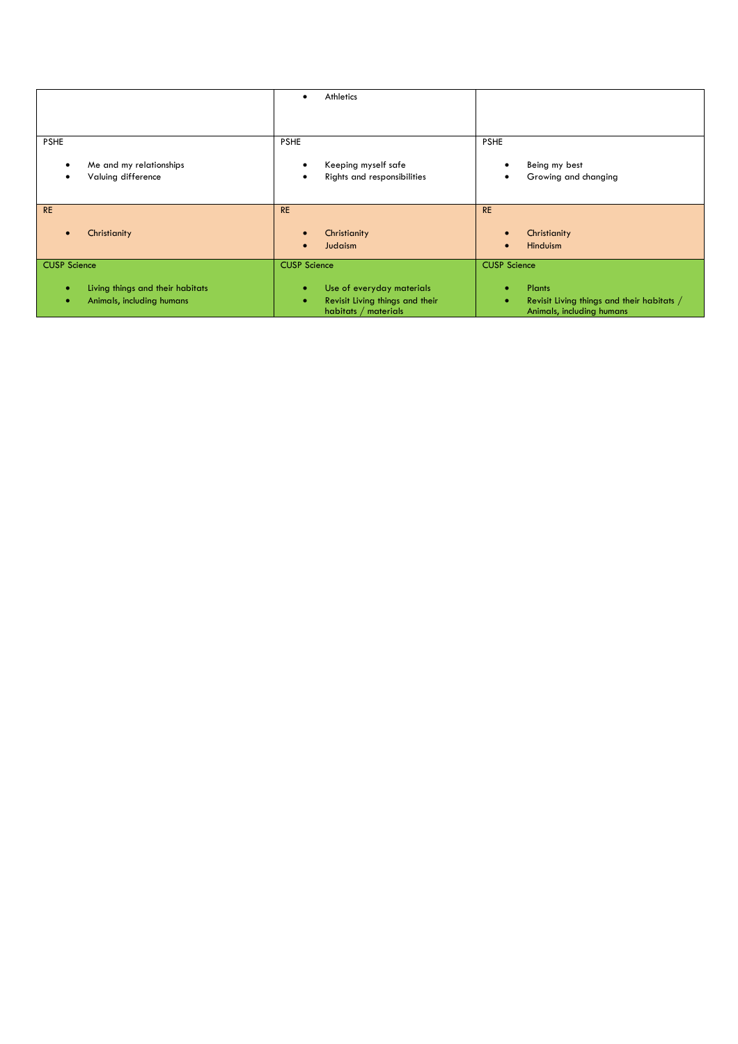| | | |
|---|---|---|
| | • Athletics | |
| PSHE<br><br>• Me and my relationships<br>• Valuing difference | PSHE<br><br>• Keeping myself safe<br>• Rights and responsibilities | PSHE<br><br>• Being my best<br>• Growing and changing |
| RE<br><br>• Christianity | RE<br><br>• Christianity<br>• Judaism | RE<br><br>• Christianity<br>• Hinduism |
| CUSP Science<br><br>• Living things and their habitats<br>• Animals, including humans | CUSP Science<br><br>• Use of everyday materials<br>• Revisit Living things and their habitats / materials | CUSP Science<br><br>• Plants<br>• Revisit Living things and their habitats / Animals, including humans |